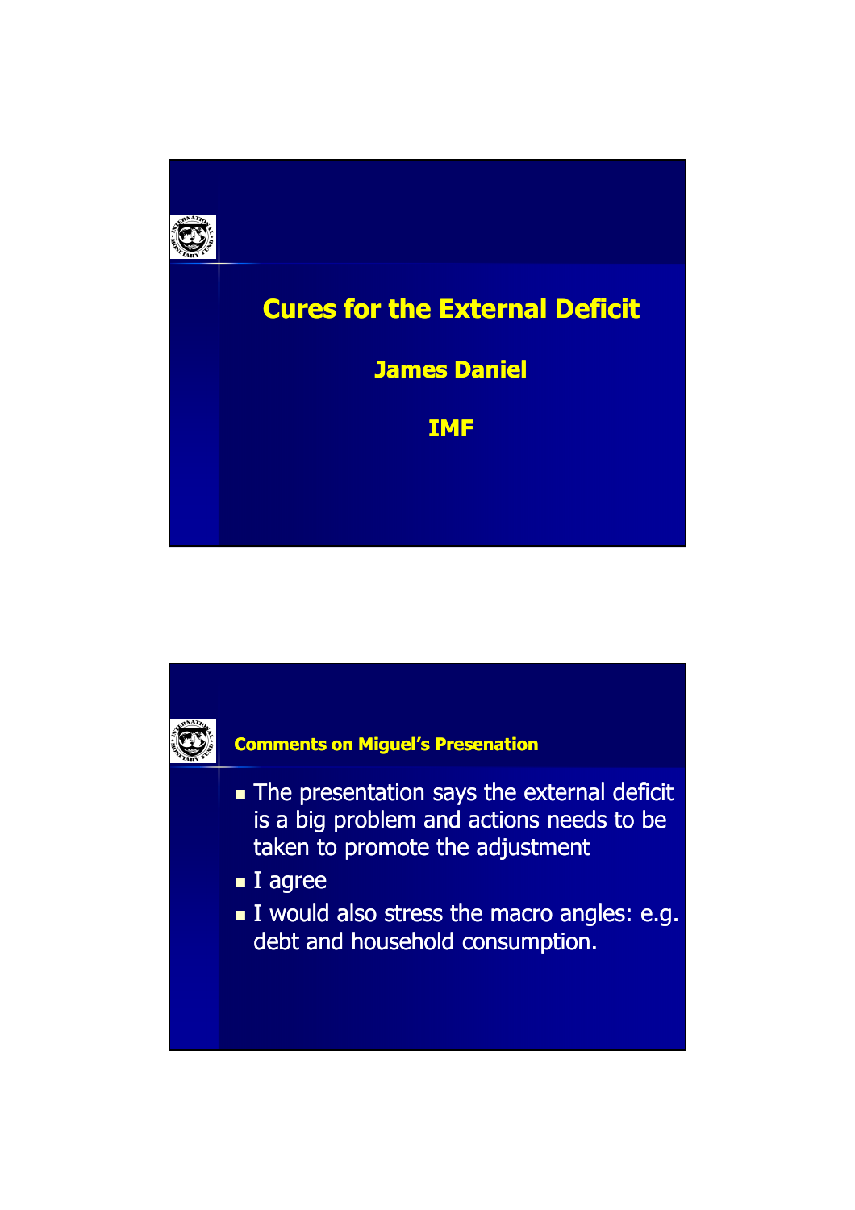# Cures for the External Deficit

**James Daniel**

**IMF**

## Comments on Miguel's Presenation

- The presentation says the external deficit is a big problem and actions needs to be taken to promote the adjustment
- I agree
- I would also stress the macro angles: e.g. debt and household consumption.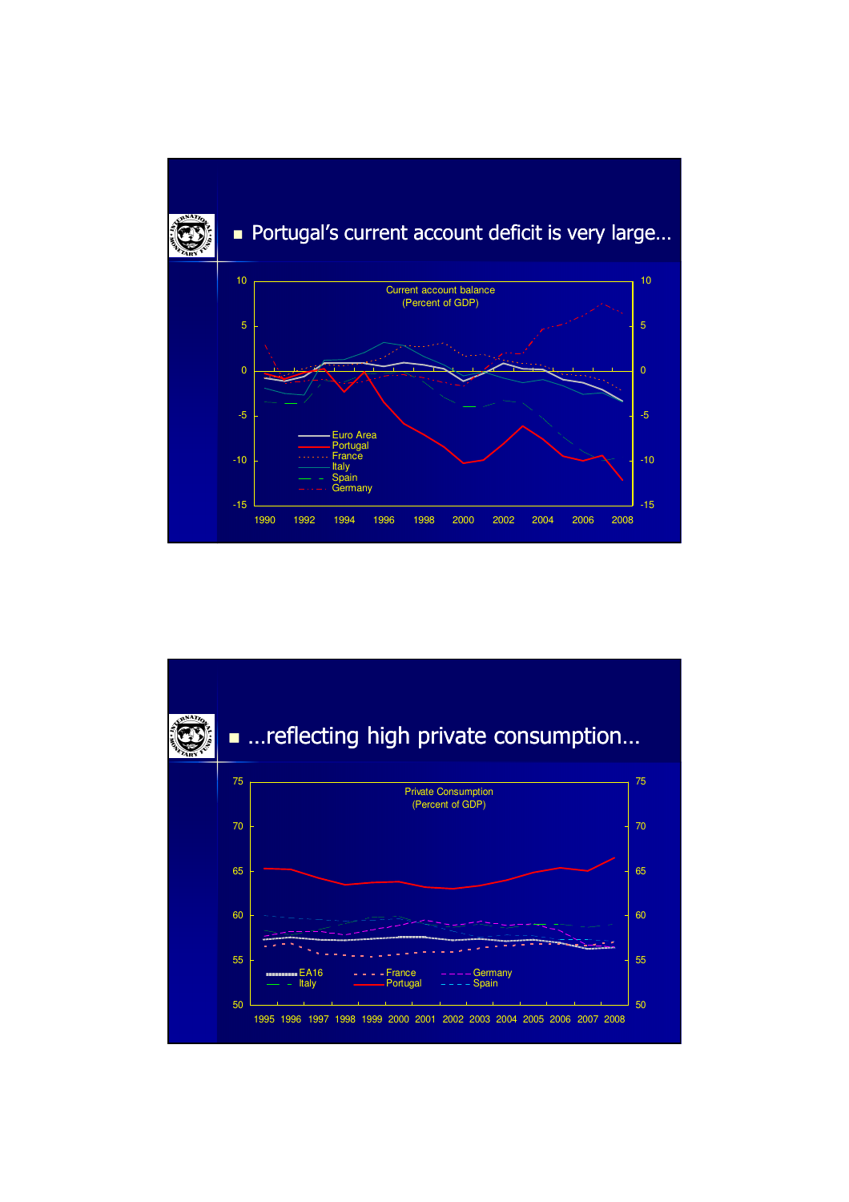- Portugal's current account deficit is very large…

Current account balance
(Percent of GDP)

- …reflecting high private consumption…

Private Consumption
(Percent of GDP)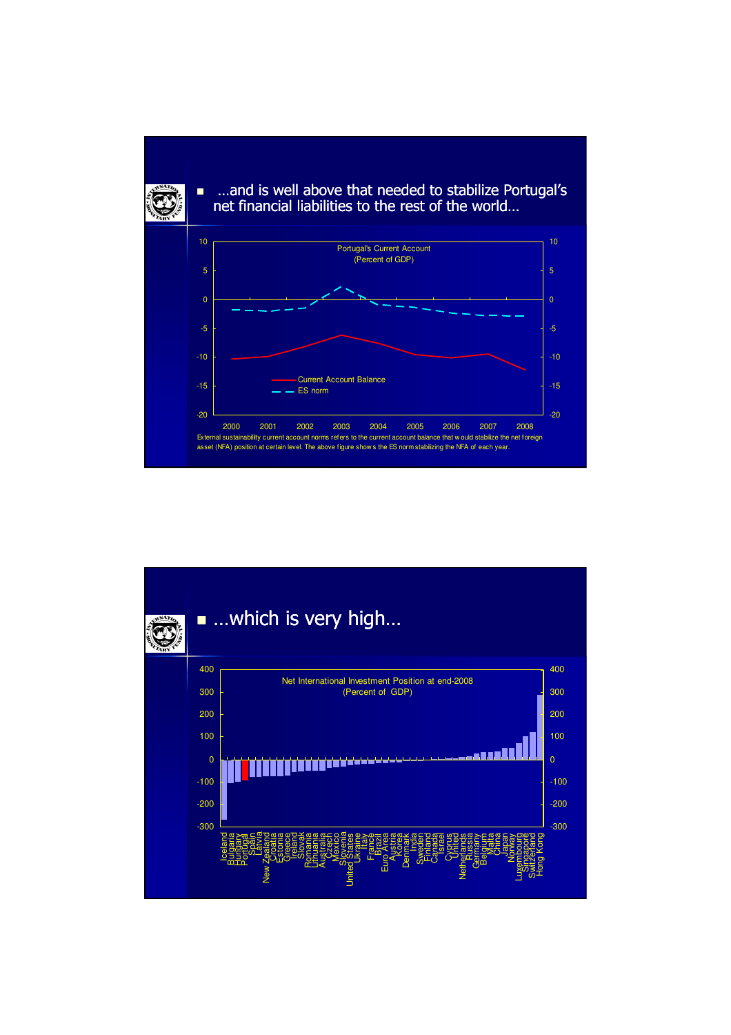- …and is well above that needed to stabilize Portugal's net financial liabilities to the rest of the world…

Portugal's Current Account
(Percent of GDP)

Current Account Balance
ES norm

External sustainability current account norms refers to the current account balance that would stabilize the net foreign asset (NFA) position at certain level. The above figure shows the ES norm stabilizing the NFA of each year.

- …which is very high…

Net International Investment Position at end-2008
(Percent of GDP)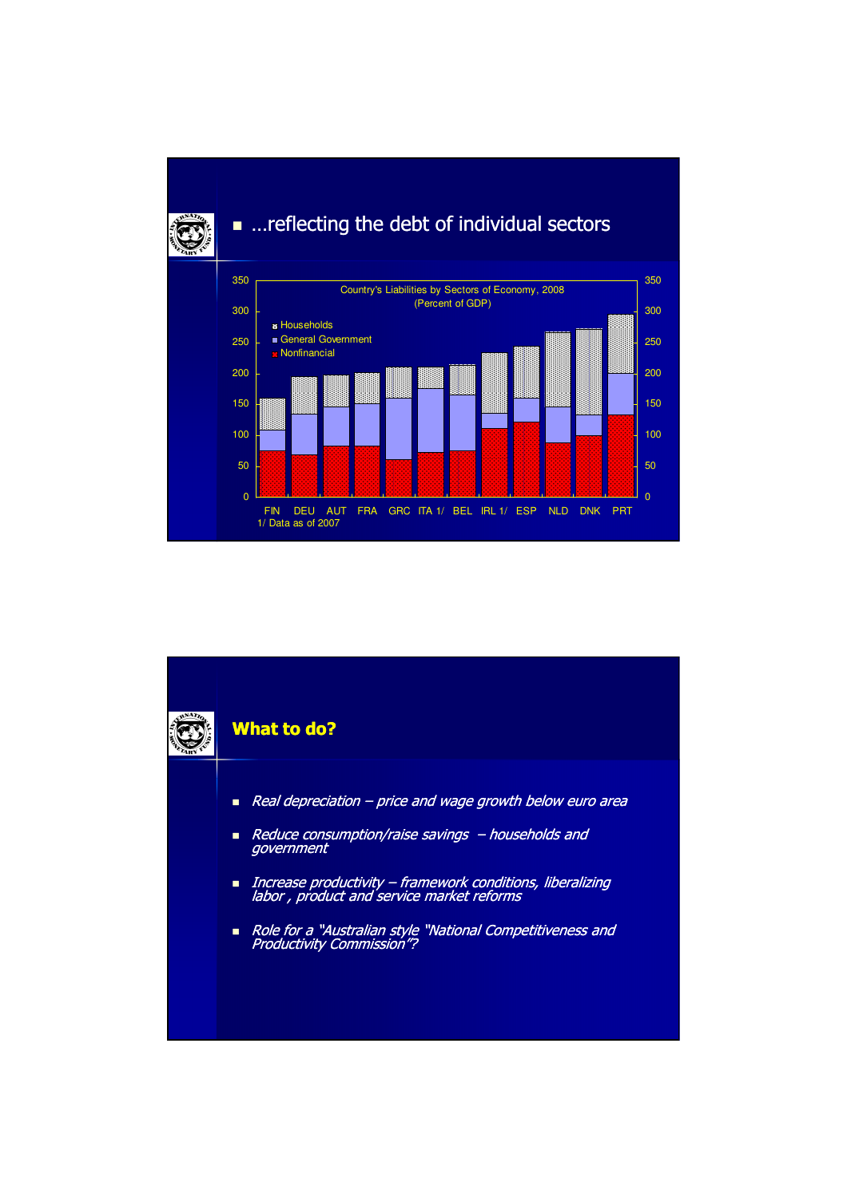- …reflecting the debt of individual sectors

Country's Liabilities by Sectors of Economy, 2008
(Percent of GDP)

Households
General Government
Nonfinancial

350
300
250
200
150
100
50
0

FIN DEU AUT FRA GRC ITA 1/ BEL IRL 1/ ESP NLD DNK PRT

1/ Data as of 2007

## What to do?

- *Real depreciation – price and wage growth below euro area*
- *Reduce consumption/raise savings – households and government*
- *Increase productivity – framework conditions, liberalizing labor , product and service market reforms*
- *Role for a "Australian style "National Competitiveness and Productivity Commission"?*